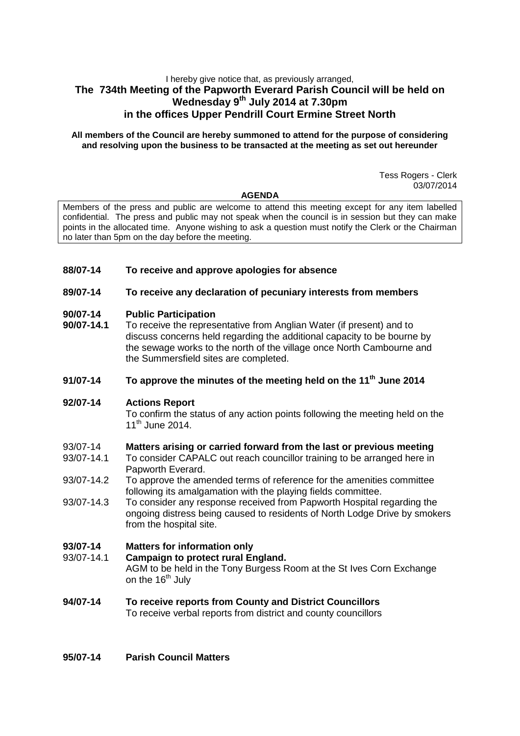I hereby give notice that, as previously arranged,

# The 734th Meeting of the Papworth Everard Parish Council will be held on Wednesday 9th July 2014 at 7.30pm in the offices Upper Pendrill Court Ermine Street North

**All members of the Council are hereby summoned to attend for the purpose of considering and resolving upon the business to be transacted at the meeting as set out hereunder**

Tess Rogers - Clerk
03/07/2014

**AGENDA**

Members of the press and public are welcome to attend this meeting except for any item labelled confidential. The press and public may not speak when the council is in session but they can make points in the allocated time. Anyone wishing to ask a question must notify the Clerk or the Chairman no later than 5pm on the day before the meeting.

**88/07-14 To receive and approve apologies for absence**

**89/07-14 To receive any declaration of pecuniary interests from members**

**90/07-14 Public Participation**

**90/07-14.1** To receive the representative from Anglian Water (if present) and to discuss concerns held regarding the additional capacity to be bourne by the sewage works to the north of the village once North Cambourne and the Summersfield sites are completed.

**91/07-14 To approve the minutes of the meeting held on the 11th June 2014**

**92/07-14 Actions Report**

To confirm the status of any action points following the meeting held on the 11th June 2014.

93/07-14 **Matters arising or carried forward from the last or previous meeting**

93/07-14.1 To consider CAPALC out reach councillor training to be arranged here in Papworth Everard.

93/07-14.2 To approve the amended terms of reference for the amenities committee following its amalgamation with the playing fields committee.

93/07-14.3 To consider any response received from Papworth Hospital regarding the ongoing distress being caused to residents of North Lodge Drive by smokers from the hospital site.

**93/07-14 Matters for information only**

93/07-14.1 **Campaign to protect rural England.**

AGM to be held in the Tony Burgess Room at the St Ives Corn Exchange on the 16th July

**94/07-14 To receive reports from County and District Councillors**

To receive verbal reports from district and county councillors

**95/07-14 Parish Council Matters**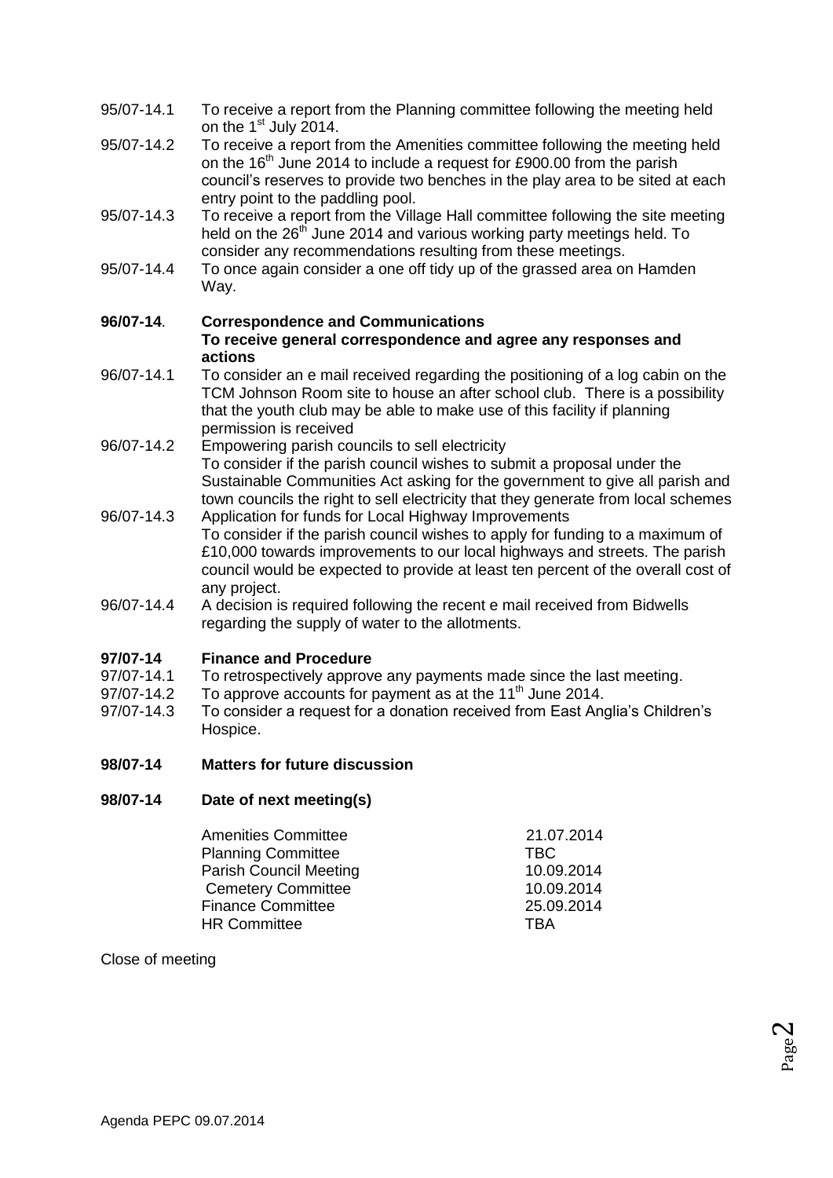95/07-14.1 To receive a report from the Planning committee following the meeting held on the 1st July 2014.

95/07-14.2 To receive a report from the Amenities committee following the meeting held on the 16th June 2014 to include a request for £900.00 from the parish council's reserves to provide two benches in the play area to be sited at each entry point to the paddling pool.

95/07-14.3 To receive a report from the Village Hall committee following the site meeting held on the 26th June 2014 and various working party meetings held. To consider any recommendations resulting from these meetings.

95/07-14.4 To once again consider a one off tidy up of the grassed area on Hamden Way.

**96/07-14. Correspondence and Communications**
**To receive general correspondence and agree any responses and actions**

96/07-14.1 To consider an e mail received regarding the positioning of a log cabin on the TCM Johnson Room site to house an after school club. There is a possibility that the youth club may be able to make use of this facility if planning permission is received

96/07-14.2 Empowering parish councils to sell electricity
To consider if the parish council wishes to submit a proposal under the Sustainable Communities Act asking for the government to give all parish and town councils the right to sell electricity that they generate from local schemes

96/07-14.3 Application for funds for Local Highway Improvements
To consider if the parish council wishes to apply for funding to a maximum of £10,000 towards improvements to our local highways and streets. The parish council would be expected to provide at least ten percent of the overall cost of any project.

96/07-14.4 A decision is required following the recent e mail received from Bidwells regarding the supply of water to the allotments.

**97/07-14 Finance and Procedure**

97/07-14.1 To retrospectively approve any payments made since the last meeting.

97/07-14.2 To approve accounts for payment as at the 11th June 2014.

97/07-14.3 To consider a request for a donation received from East Anglia's Children's Hospice.

**98/07-14 Matters for future discussion**

**98/07-14 Date of next meeting(s)**

| | |
|---|---|
| Amenities Committee | 21.07.2014 |
| Planning Committee | TBC |
| Parish Council Meeting | 10.09.2014 |
| Cemetery Committee | 10.09.2014 |
| Finance Committee | 25.09.2014 |
| HR Committee | TBA |

Close of meeting